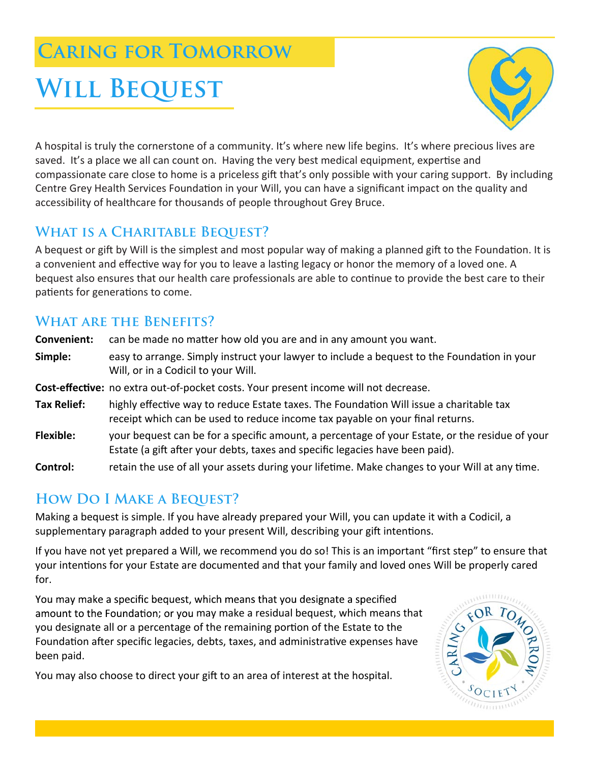## Caring for Tomorrow

# Will Bequest

A hospital is truly the cornerstone of a community. It's where new life begins. It's where precious lives are saved. It's a place we all can count on. Having the very best medical equipment, expertise and compassionate care close to home is a priceless gift that's only possible with your caring support. By including Centre Grey Health Services Foundation in your Will, you can have a significant impact on the quality and accessibility of healthcare for thousands of people throughout Grey Bruce.

## What is a Charitable Bequest?

A bequest or gift by Will is the simplest and most popular way of making a planned gift to the Foundation. It is a convenient and effective way for you to leave a lasting legacy or honor the memory of a loved one. A bequest also ensures that our health care professionals are able to continue to provide the best care to their patients for generations to come.

## What are the Benefits?

**Convenient:** can be made no matter how old you are and in any amount you want.

**Simple:** easy to arrange. Simply instruct your lawyer to include a bequest to the Foundation in your Will, or in a Codicil to your Will.

**Cost-effective:** no extra out-of-pocket costs. Your present income will not decrease.

**Tax Relief:** highly effective way to reduce Estate taxes. The Foundation Will issue a charitable tax receipt which can be used to reduce income tax payable on your final returns.

**Flexible:** your bequest can be for a specific amount, a percentage of your Estate, or the residue of your Estate (a gift after your debts, taxes and specific legacies have been paid).

**Control:** retain the use of all your assets during your lifetime. Make changes to your Will at any time.

## How Do I Make a Bequest?

Making a bequest is simple. If you have already prepared your Will, you can update it with a Codicil, a supplementary paragraph added to your present Will, describing your gift intentions.

If you have not yet prepared a Will, we recommend you do so! This is an important "first step" to ensure that your intentions for your Estate are documented and that your family and loved ones Will be properly cared for.

You may make a specific bequest, which means that you designate a specified amount to the Foundation; or you may make a residual bequest, which means that you designate all or a percentage of the remaining portion of the Estate to the Foundation after specific legacies, debts, taxes, and administrative expenses have been paid.

You may also choose to direct your gift to an area of interest at the hospital.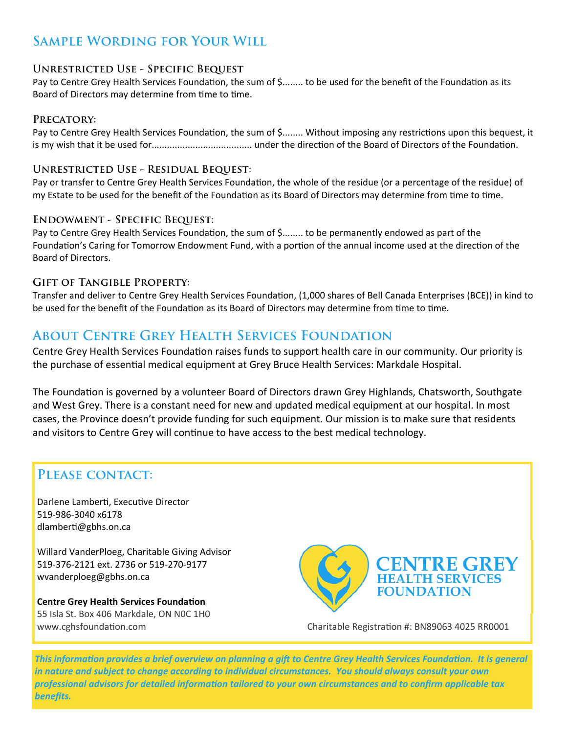## Sample Wording for Your Will

### Unrestricted Use - Specific Bequest

Pay to Centre Grey Health Services Foundation, the sum of $........ to be used for the benefit of the Foundation as its Board of Directors may determine from time to time.

### Precatory:

Pay to Centre Grey Health Services Foundation, the sum of $........ Without imposing any restrictions upon this bequest, it is my wish that it be used for....................................... under the direction of the Board of Directors of the Foundation.

### Unrestricted Use - Residual Bequest:

Pay or transfer to Centre Grey Health Services Foundation, the whole of the residue (or a percentage of the residue) of my Estate to be used for the benefit of the Foundation as its Board of Directors may determine from time to time.

### Endowment - Specific Bequest:

Pay to Centre Grey Health Services Foundation, the sum of $........ to be permanently endowed as part of the Foundation's Caring for Tomorrow Endowment Fund, with a portion of the annual income used at the direction of the Board of Directors.

### Gift of Tangible Property:

Transfer and deliver to Centre Grey Health Services Foundation, (1,000 shares of Bell Canada Enterprises (BCE)) in kind to be used for the benefit of the Foundation as its Board of Directors may determine from time to time.

## About Centre Grey Health Services Foundation

Centre Grey Health Services Foundation raises funds to support health care in our community. Our priority is the purchase of essential medical equipment at Grey Bruce Health Services: Markdale Hospital.

The Foundation is governed by a volunteer Board of Directors drawn Grey Highlands, Chatsworth, Southgate and West Grey. There is a constant need for new and updated medical equipment at our hospital. In most cases, the Province doesn't provide funding for such equipment. Our mission is to make sure that residents and visitors to Centre Grey will continue to have access to the best medical technology.

## Please contact:

Darlene Lamberti, Executive Director
519-986-3040 x6178
dlamberti@gbhs.on.ca

Willard VanderPloeg, Charitable Giving Advisor
519-376-2121 ext. 2736 or 519-270-9177
wvanderploeg@gbhs.on.ca

**Centre Grey Health Services Foundation**
55 Isla St. Box 406 Markdale, ON N0C 1H0
www.cghsfoundation.com

CENTRE GREY HEALTH SERVICES FOUNDATION

Charitable Registration #: BN89063 4025 RR0001

***This information provides a brief overview on planning a gift to Centre Grey Health Services Foundation. It is general in nature and subject to change according to individual circumstances. You should always consult your own professional advisors for detailed information tailored to your own circumstances and to confirm applicable tax benefits.***